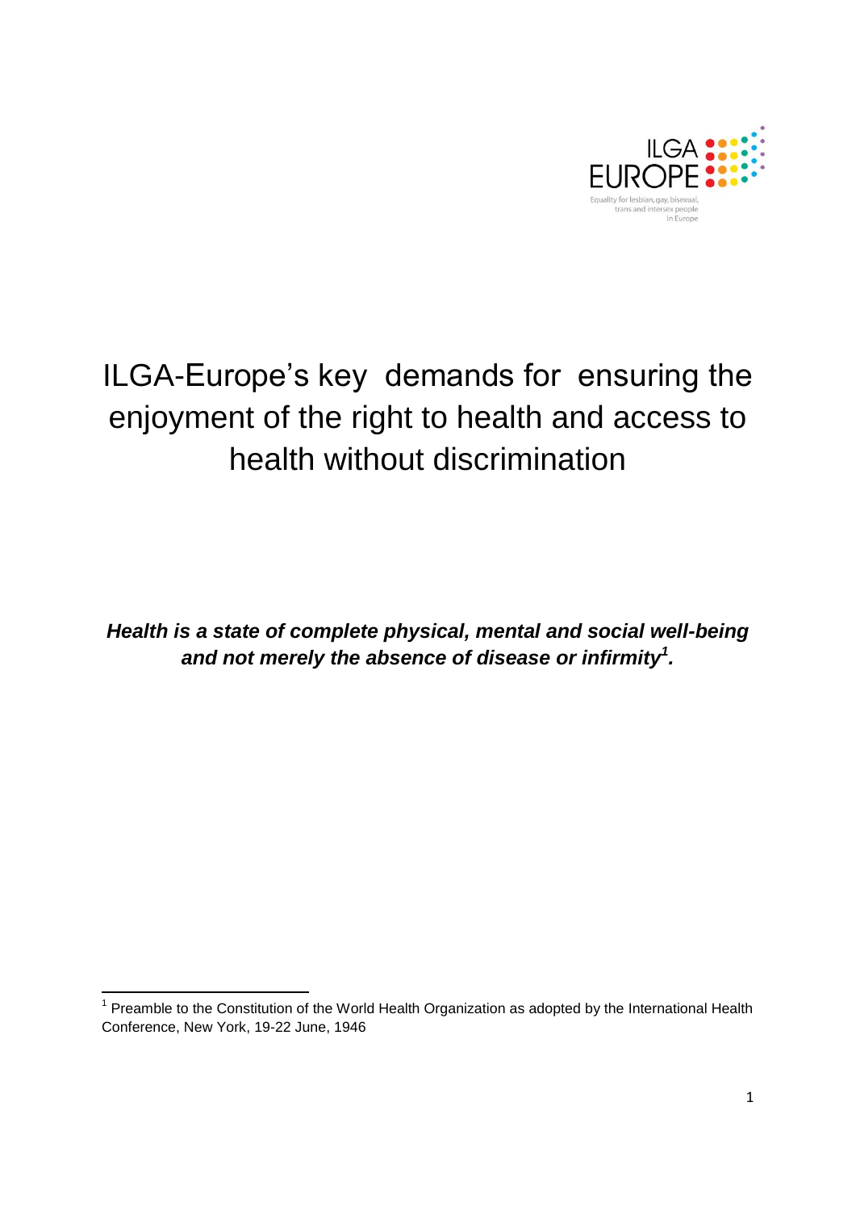# ILGA-Europe's key demands for ensuring the enjoyment of the right to health and access to health without discrimination

***Health is a state of complete physical, mental and social well-being and not merely the absence of disease or infirmity[1].***

[1] Preamble to the Constitution of the World Health Organization as adopted by the International Health Conference, New York, 19-22 June, 1946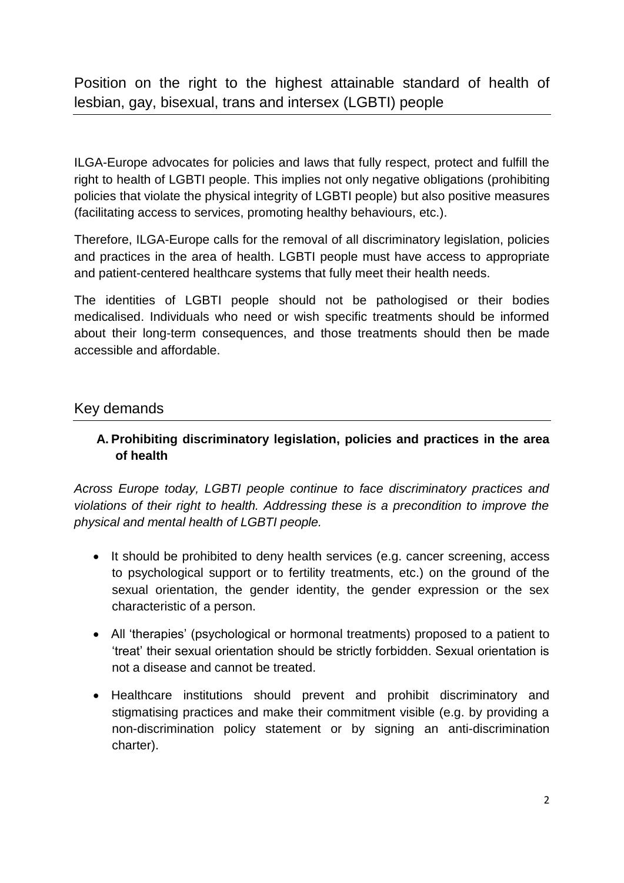## Position on the right to the highest attainable standard of health of lesbian, gay, bisexual, trans and intersex (LGBTI) people

ILGA-Europe advocates for policies and laws that fully respect, protect and fulfill the right to health of LGBTI people. This implies not only negative obligations (prohibiting policies that violate the physical integrity of LGBTI people) but also positive measures (facilitating access to services, promoting healthy behaviours, etc.).

Therefore, ILGA-Europe calls for the removal of all discriminatory legislation, policies and practices in the area of health. LGBTI people must have access to appropriate and patient-centered healthcare systems that fully meet their health needs.

The identities of LGBTI people should not be pathologised or their bodies medicalised. Individuals who need or wish specific treatments should be informed about their long-term consequences, and those treatments should then be made accessible and affordable.

## Key demands

### A. Prohibiting discriminatory legislation, policies and practices in the area of health

*Across Europe today, LGBTI people continue to face discriminatory practices and violations of their right to health. Addressing these is a precondition to improve the physical and mental health of LGBTI people.*

- It should be prohibited to deny health services (e.g. cancer screening, access to psychological support or to fertility treatments, etc.) on the ground of the sexual orientation, the gender identity, the gender expression or the sex characteristic of a person.
- All 'therapies' (psychological or hormonal treatments) proposed to a patient to 'treat' their sexual orientation should be strictly forbidden. Sexual orientation is not a disease and cannot be treated.
- Healthcare institutions should prevent and prohibit discriminatory and stigmatising practices and make their commitment visible (e.g. by providing a non-discrimination policy statement or by signing an anti-discrimination charter).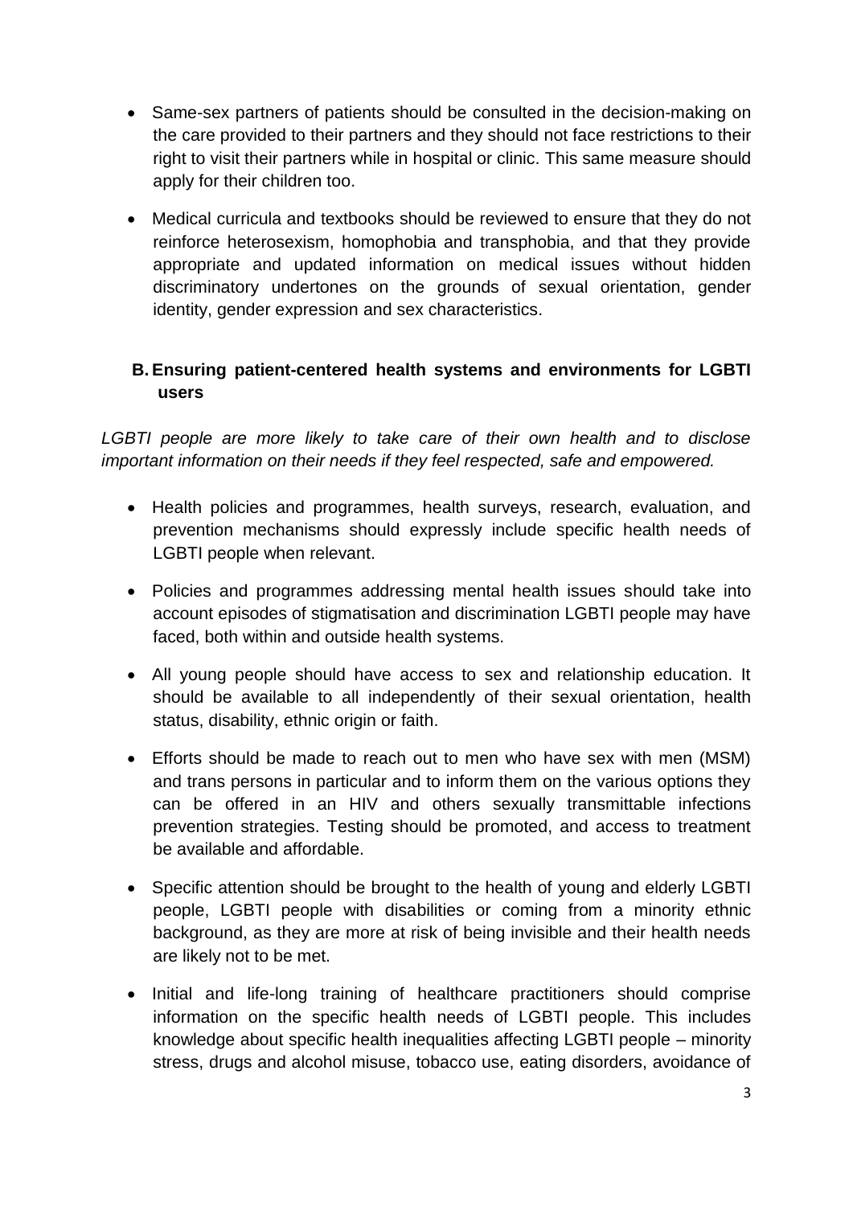- Same-sex partners of patients should be consulted in the decision-making on the care provided to their partners and they should not face restrictions to their right to visit their partners while in hospital or clinic. This same measure should apply for their children too.

- Medical curricula and textbooks should be reviewed to ensure that they do not reinforce heterosexism, homophobia and transphobia, and that they provide appropriate and updated information on medical issues without hidden discriminatory undertones on the grounds of sexual orientation, gender identity, gender expression and sex characteristics.

## B. Ensuring patient-centered health systems and environments for LGBTI users

*LGBTI people are more likely to take care of their own health and to disclose important information on their needs if they feel respected, safe and empowered.*

- Health policies and programmes, health surveys, research, evaluation, and prevention mechanisms should expressly include specific health needs of LGBTI people when relevant.

- Policies and programmes addressing mental health issues should take into account episodes of stigmatisation and discrimination LGBTI people may have faced, both within and outside health systems.

- All young people should have access to sex and relationship education. It should be available to all independently of their sexual orientation, health status, disability, ethnic origin or faith.

- Efforts should be made to reach out to men who have sex with men (MSM) and trans persons in particular and to inform them on the various options they can be offered in an HIV and others sexually transmittable infections prevention strategies. Testing should be promoted, and access to treatment be available and affordable.

- Specific attention should be brought to the health of young and elderly LGBTI people, LGBTI people with disabilities or coming from a minority ethnic background, as they are more at risk of being invisible and their health needs are likely not to be met.

- Initial and life-long training of healthcare practitioners should comprise information on the specific health needs of LGBTI people. This includes knowledge about specific health inequalities affecting LGBTI people – minority stress, drugs and alcohol misuse, tobacco use, eating disorders, avoidance of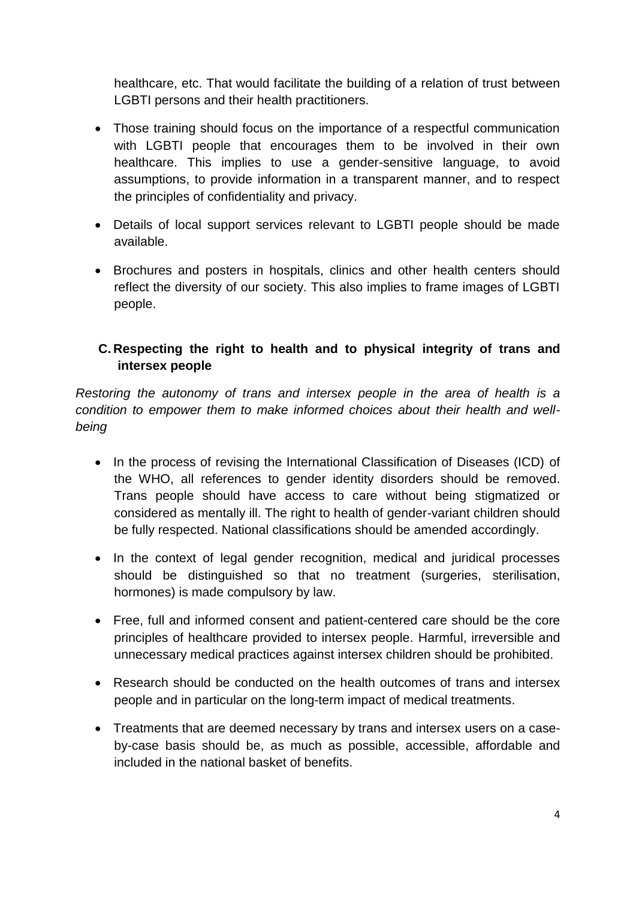healthcare, etc. That would facilitate the building of a relation of trust between LGBTI persons and their health practitioners.

- Those training should focus on the importance of a respectful communication with LGBTI people that encourages them to be involved in their own healthcare. This implies to use a gender-sensitive language, to avoid assumptions, to provide information in a transparent manner, and to respect the principles of confidentiality and privacy.
- Details of local support services relevant to LGBTI people should be made available.
- Brochures and posters in hospitals, clinics and other health centers should reflect the diversity of our society. This also implies to frame images of LGBTI people.

### C. Respecting the right to health and to physical integrity of trans and intersex people

*Restoring the autonomy of trans and intersex people in the area of health is a condition to empower them to make informed choices about their health and well-being*

- In the process of revising the International Classification of Diseases (ICD) of the WHO, all references to gender identity disorders should be removed. Trans people should have access to care without being stigmatized or considered as mentally ill. The right to health of gender-variant children should be fully respected. National classifications should be amended accordingly.
- In the context of legal gender recognition, medical and juridical processes should be distinguished so that no treatment (surgeries, sterilisation, hormones) is made compulsory by law.
- Free, full and informed consent and patient-centered care should be the core principles of healthcare provided to intersex people. Harmful, irreversible and unnecessary medical practices against intersex children should be prohibited.
- Research should be conducted on the health outcomes of trans and intersex people and in particular on the long-term impact of medical treatments.
- Treatments that are deemed necessary by trans and intersex users on a case-by-case basis should be, as much as possible, accessible, affordable and included in the national basket of benefits.